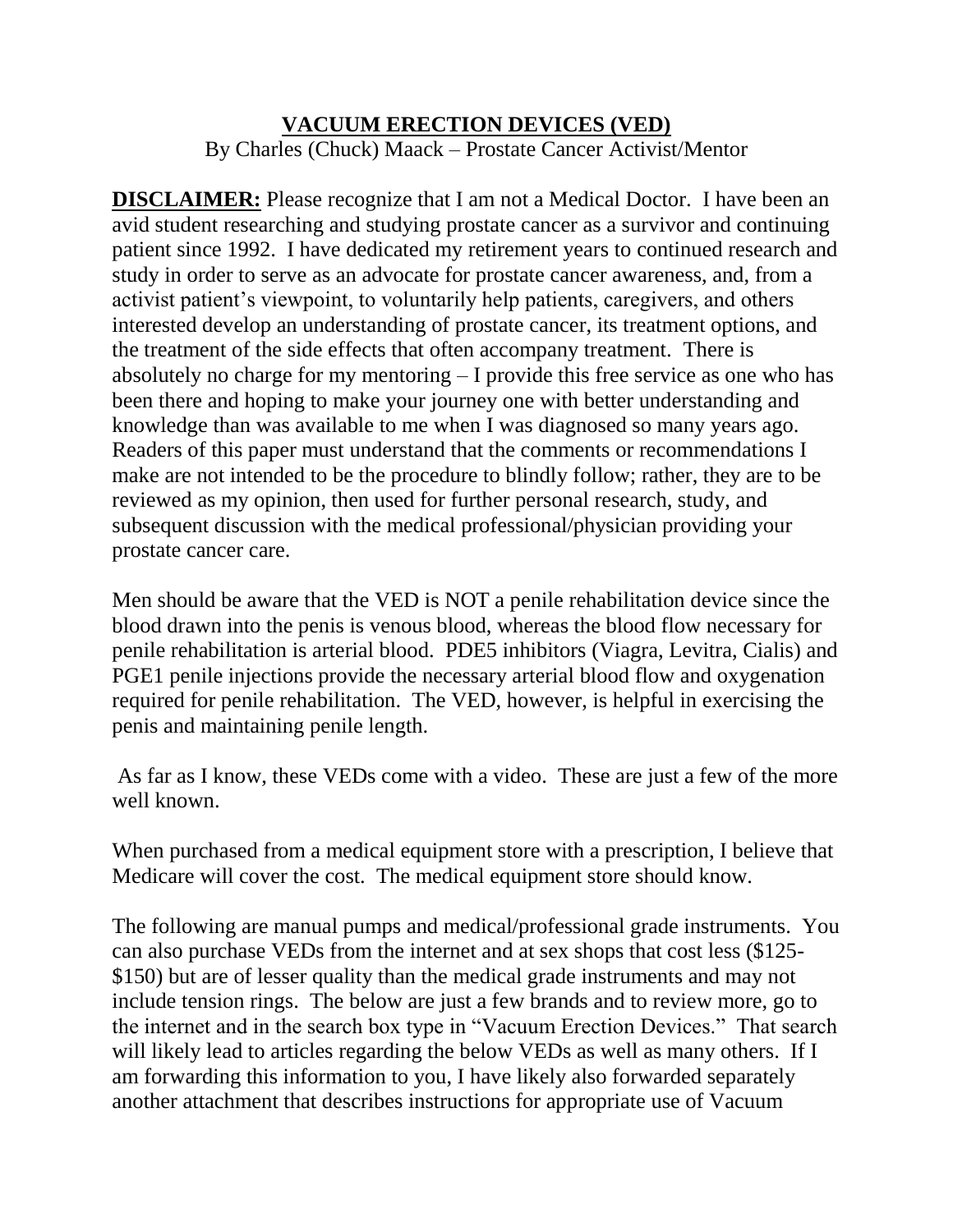# VACUUM ERECTION DEVICES (VED)

By Charles (Chuck) Maack – Prostate Cancer Activist/Mentor

**DISCLAIMER:** Please recognize that I am not a Medical Doctor. I have been an avid student researching and studying prostate cancer as a survivor and continuing patient since 1992. I have dedicated my retirement years to continued research and study in order to serve as an advocate for prostate cancer awareness, and, from a activist patient's viewpoint, to voluntarily help patients, caregivers, and others interested develop an understanding of prostate cancer, its treatment options, and the treatment of the side effects that often accompany treatment. There is absolutely no charge for my mentoring – I provide this free service as one who has been there and hoping to make your journey one with better understanding and knowledge than was available to me when I was diagnosed so many years ago. Readers of this paper must understand that the comments or recommendations I make are not intended to be the procedure to blindly follow; rather, they are to be reviewed as my opinion, then used for further personal research, study, and subsequent discussion with the medical professional/physician providing your prostate cancer care.

Men should be aware that the VED is NOT a penile rehabilitation device since the blood drawn into the penis is venous blood, whereas the blood flow necessary for penile rehabilitation is arterial blood. PDE5 inhibitors (Viagra, Levitra, Cialis) and PGE1 penile injections provide the necessary arterial blood flow and oxygenation required for penile rehabilitation. The VED, however, is helpful in exercising the penis and maintaining penile length.

As far as I know, these VEDs come with a video. These are just a few of the more well known.

When purchased from a medical equipment store with a prescription, I believe that Medicare will cover the cost. The medical equipment store should know.

The following are manual pumps and medical/professional grade instruments. You can also purchase VEDs from the internet and at sex shops that cost less ($125-$150) but are of lesser quality than the medical grade instruments and may not include tension rings. The below are just a few brands and to review more, go to the internet and in the search box type in "Vacuum Erection Devices." That search will likely lead to articles regarding the below VEDs as well as many others. If I am forwarding this information to you, I have likely also forwarded separately another attachment that describes instructions for appropriate use of Vacuum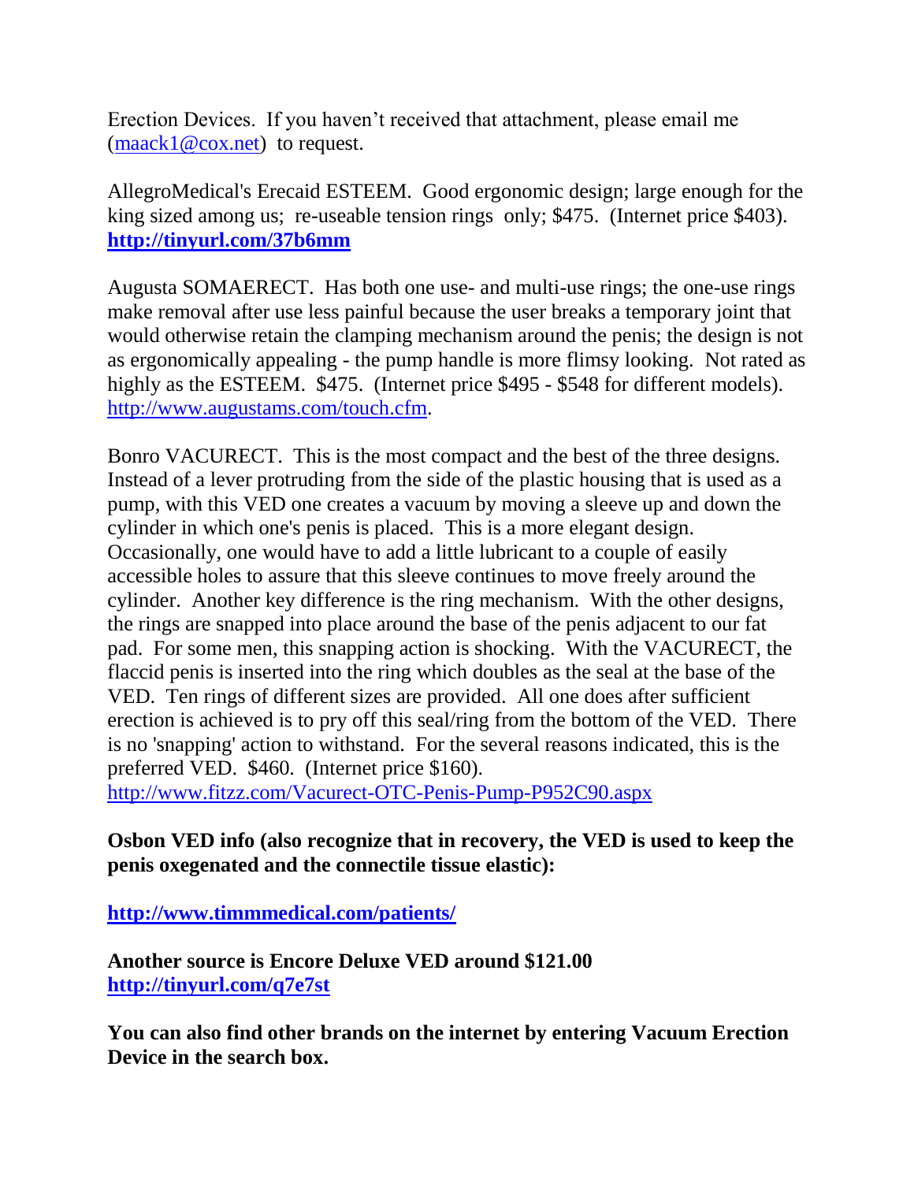Erection Devices. If you haven't received that attachment, please email me ([maack1@cox.net](mailto:maack1@cox.net)) to request.

AllegroMedical's Erecaid ESTEEM. Good ergonomic design; large enough for the king sized among us; re-useable tension rings only; $475. (Internet price $403). **[http://tinyurl.com/37b6mm](http://tinyurl.com/37b6mm)**

Augusta SOMAERECT. Has both one use- and multi-use rings; the one-use rings make removal after use less painful because the user breaks a temporary joint that would otherwise retain the clamping mechanism around the penis; the design is not as ergonomically appealing - the pump handle is more flimsy looking. Not rated as highly as the ESTEEM. $475. (Internet price $495 - $548 for different models). [http://www.augustams.com/touch.cfm](http://www.augustams.com/touch.cfm).

Bonro VACURECT. This is the most compact and the best of the three designs. Instead of a lever protruding from the side of the plastic housing that is used as a pump, with this VED one creates a vacuum by moving a sleeve up and down the cylinder in which one's penis is placed. This is a more elegant design. Occasionally, one would have to add a little lubricant to a couple of easily accessible holes to assure that this sleeve continues to move freely around the cylinder. Another key difference is the ring mechanism. With the other designs, the rings are snapped into place around the base of the penis adjacent to our fat pad. For some men, this snapping action is shocking. With the VACURECT, the flaccid penis is inserted into the ring which doubles as the seal at the base of the VED. Ten rings of different sizes are provided. All one does after sufficient erection is achieved is to pry off this seal/ring from the bottom of the VED. There is no 'snapping' action to withstand. For the several reasons indicated, this is the preferred VED. $460. (Internet price $160). [http://www.fitzz.com/Vacurect-OTC-Penis-Pump-P952C90.aspx](http://www.fitzz.com/Vacurect-OTC-Penis-Pump-P952C90.aspx)

**Osbon VED info (also recognize that in recovery, the VED is used to keep the penis oxegenated and the connectile tissue elastic):**

**[http://www.timmmedical.com/patients/](http://www.timmmedical.com/patients/)**

**Another source is Encore Deluxe VED around $121.00**
**[http://tinyurl.com/q7e7st](http://tinyurl.com/q7e7st)**

**You can also find other brands on the internet by entering Vacuum Erection Device in the search box.**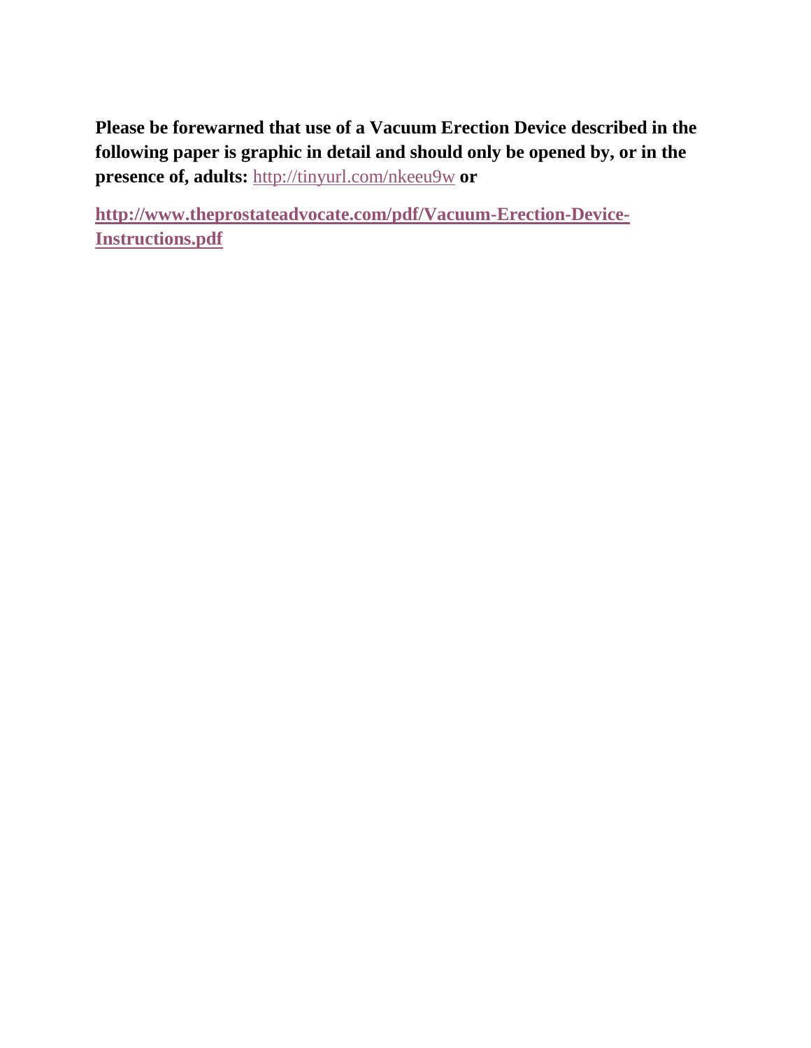**Please be forewarned that use of a Vacuum Erection Device described in the following paper is graphic in detail and should only be opened by, or in the presence of, adults:** [http://tinyurl.com/nkeeu9w](http://tinyurl.com/nkeeu9w) **or**

**[http://www.theprostateadvocate.com/pdf/Vacuum-Erection-Device-Instructions.pdf](http://www.theprostateadvocate.com/pdf/Vacuum-Erection-Device-Instructions.pdf)**